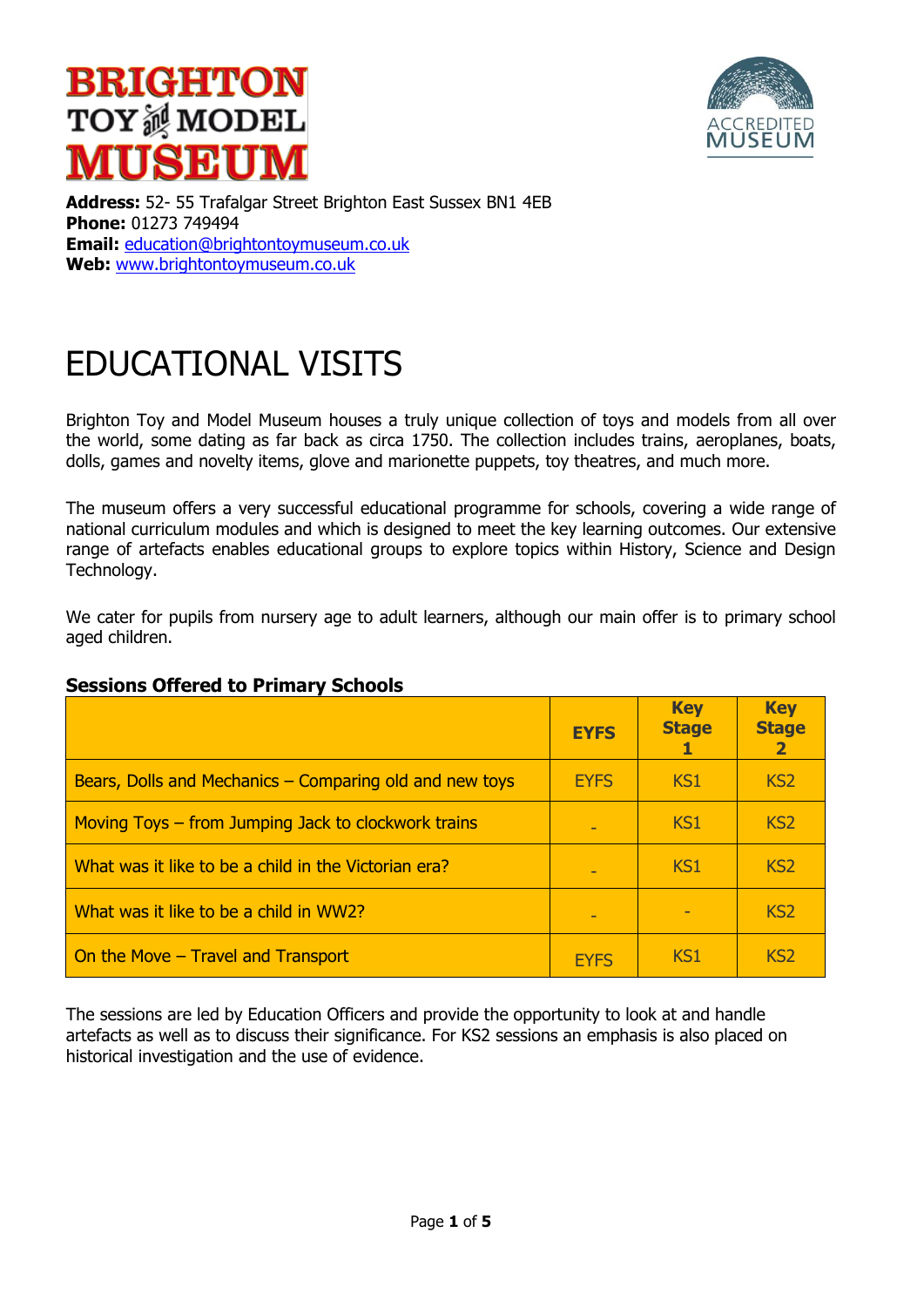# BRIGHTON TOY and MODEL MUSEUM

ACCREDITED MUSEUM

**Address:** 52- 55 Trafalgar Street Brighton East Sussex BN1 4EB
**Phone:** 01273 749494
**Email:** education@brightontoymuseum.co.uk
**Web:** www.brightontoymuseum.co.uk

# EDUCATIONAL VISITS

Brighton Toy and Model Museum houses a truly unique collection of toys and models from all over the world, some dating as far back as circa 1750. The collection includes trains, aeroplanes, boats, dolls, games and novelty items, glove and marionette puppets, toy theatres, and much more.

The museum offers a very successful educational programme for schools, covering a wide range of national curriculum modules and which is designed to meet the key learning outcomes. Our extensive range of artefacts enables educational groups to explore topics within History, Science and Design Technology.

We cater for pupils from nursery age to adult learners, although our main offer is to primary school aged children.

### Sessions Offered to Primary Schools

| | EYFS | Key Stage 1 | Key Stage 2 |
|---|---|---|---|
| Bears, Dolls and Mechanics – Comparing old and new toys | EYFS | KS1 | KS2 |
| Moving Toys – from Jumping Jack to clockwork trains | - | KS1 | KS2 |
| What was it like to be a child in the Victorian era? | - | KS1 | KS2 |
| What was it like to be a child in WW2? | - | - | KS2 |
| On the Move – Travel and Transport | EYFS | KS1 | KS2 |

The sessions are led by Education Officers and provide the opportunity to look at and handle artefacts as well as to discuss their significance. For KS2 sessions an emphasis is also placed on historical investigation and the use of evidence.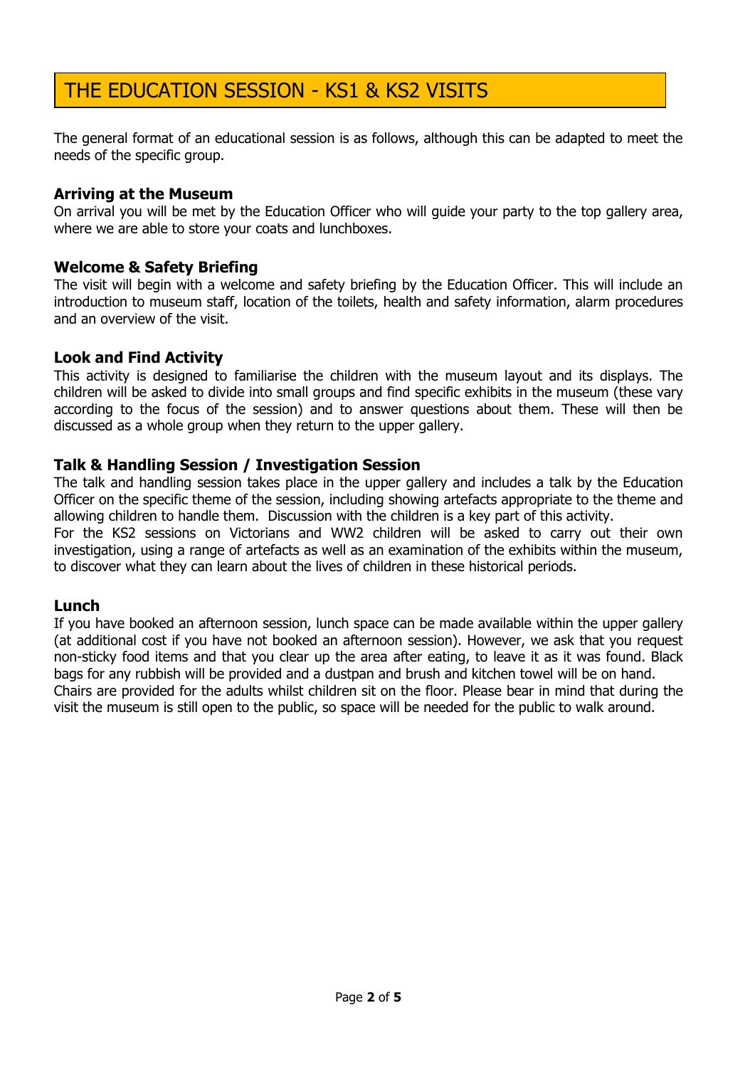# THE EDUCATION SESSION - KS1 & KS2 VISITS

The general format of an educational session is as follows, although this can be adapted to meet the needs of the specific group.

### Arriving at the Museum

On arrival you will be met by the Education Officer who will guide your party to the top gallery area, where we are able to store your coats and lunchboxes.

### Welcome & Safety Briefing

The visit will begin with a welcome and safety briefing by the Education Officer. This will include an introduction to museum staff, location of the toilets, health and safety information, alarm procedures and an overview of the visit.

### Look and Find Activity

This activity is designed to familiarise the children with the museum layout and its displays. The children will be asked to divide into small groups and find specific exhibits in the museum (these vary according to the focus of the session) and to answer questions about them. These will then be discussed as a whole group when they return to the upper gallery.

### Talk & Handling Session / Investigation Session

The talk and handling session takes place in the upper gallery and includes a talk by the Education Officer on the specific theme of the session, including showing artefacts appropriate to the theme and allowing children to handle them. Discussion with the children is a key part of this activity.

For the KS2 sessions on Victorians and WW2 children will be asked to carry out their own investigation, using a range of artefacts as well as an examination of the exhibits within the museum, to discover what they can learn about the lives of children in these historical periods.

### Lunch

If you have booked an afternoon session, lunch space can be made available within the upper gallery (at additional cost if you have not booked an afternoon session). However, we ask that you request non-sticky food items and that you clear up the area after eating, to leave it as it was found. Black bags for any rubbish will be provided and a dustpan and brush and kitchen towel will be on hand.

Chairs are provided for the adults whilst children sit on the floor. Please bear in mind that during the visit the museum is still open to the public, so space will be needed for the public to walk around.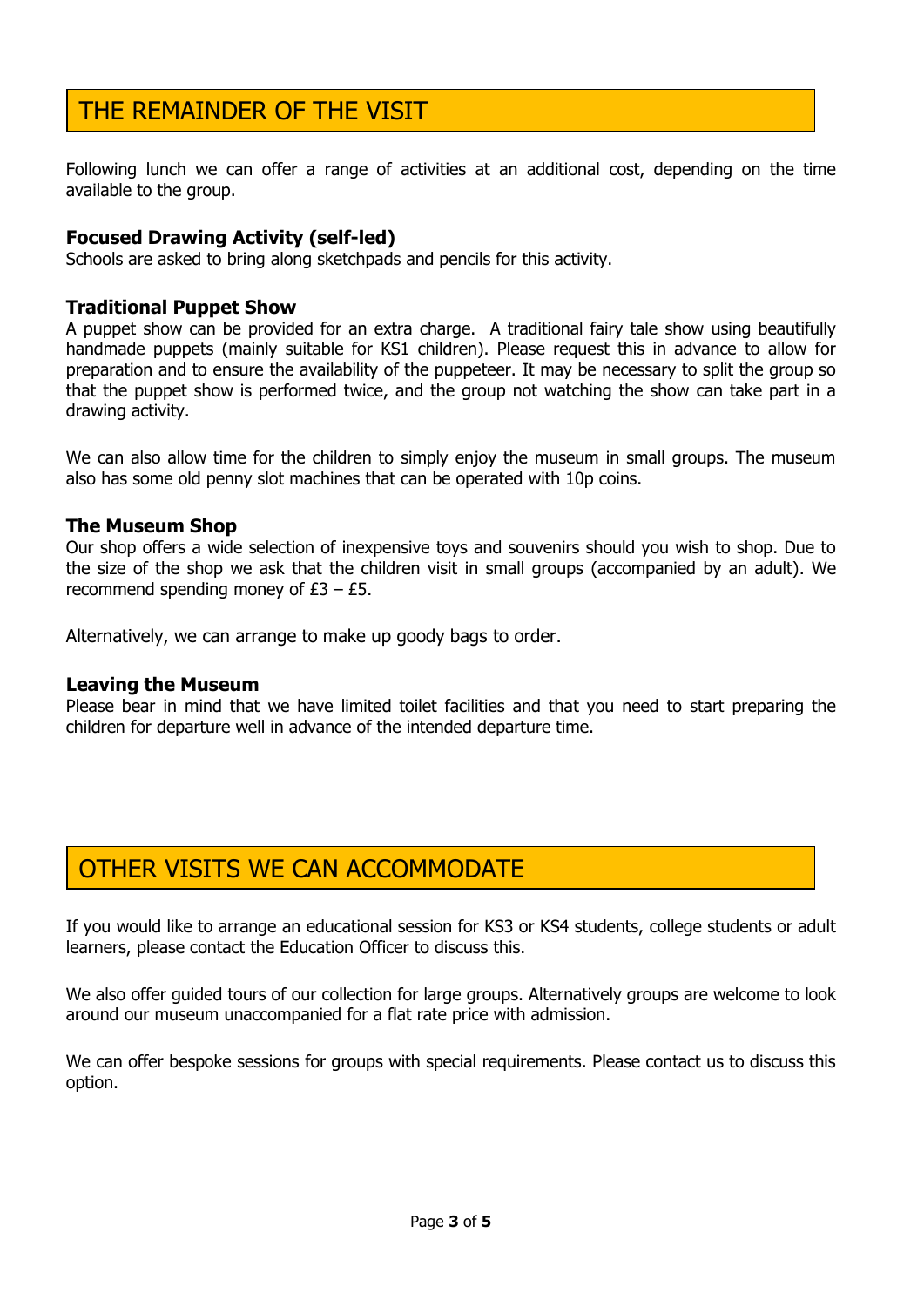## THE REMAINDER OF THE VISIT

Following lunch we can offer a range of activities at an additional cost, depending on the time available to the group.

### Focused Drawing Activity (self-led)

Schools are asked to bring along sketchpads and pencils for this activity.

### Traditional Puppet Show

A puppet show can be provided for an extra charge. A traditional fairy tale show using beautifully handmade puppets (mainly suitable for KS1 children). Please request this in advance to allow for preparation and to ensure the availability of the puppeteer. It may be necessary to split the group so that the puppet show is performed twice, and the group not watching the show can take part in a drawing activity.

We can also allow time for the children to simply enjoy the museum in small groups. The museum also has some old penny slot machines that can be operated with 10p coins.

### The Museum Shop

Our shop offers a wide selection of inexpensive toys and souvenirs should you wish to shop. Due to the size of the shop we ask that the children visit in small groups (accompanied by an adult). We recommend spending money of £3 – £5.

Alternatively, we can arrange to make up goody bags to order.

### Leaving the Museum

Please bear in mind that we have limited toilet facilities and that you need to start preparing the children for departure well in advance of the intended departure time.

## OTHER VISITS WE CAN ACCOMMODATE

If you would like to arrange an educational session for KS3 or KS4 students, college students or adult learners, please contact the Education Officer to discuss this.

We also offer guided tours of our collection for large groups. Alternatively groups are welcome to look around our museum unaccompanied for a flat rate price with admission.

We can offer bespoke sessions for groups with special requirements. Please contact us to discuss this option.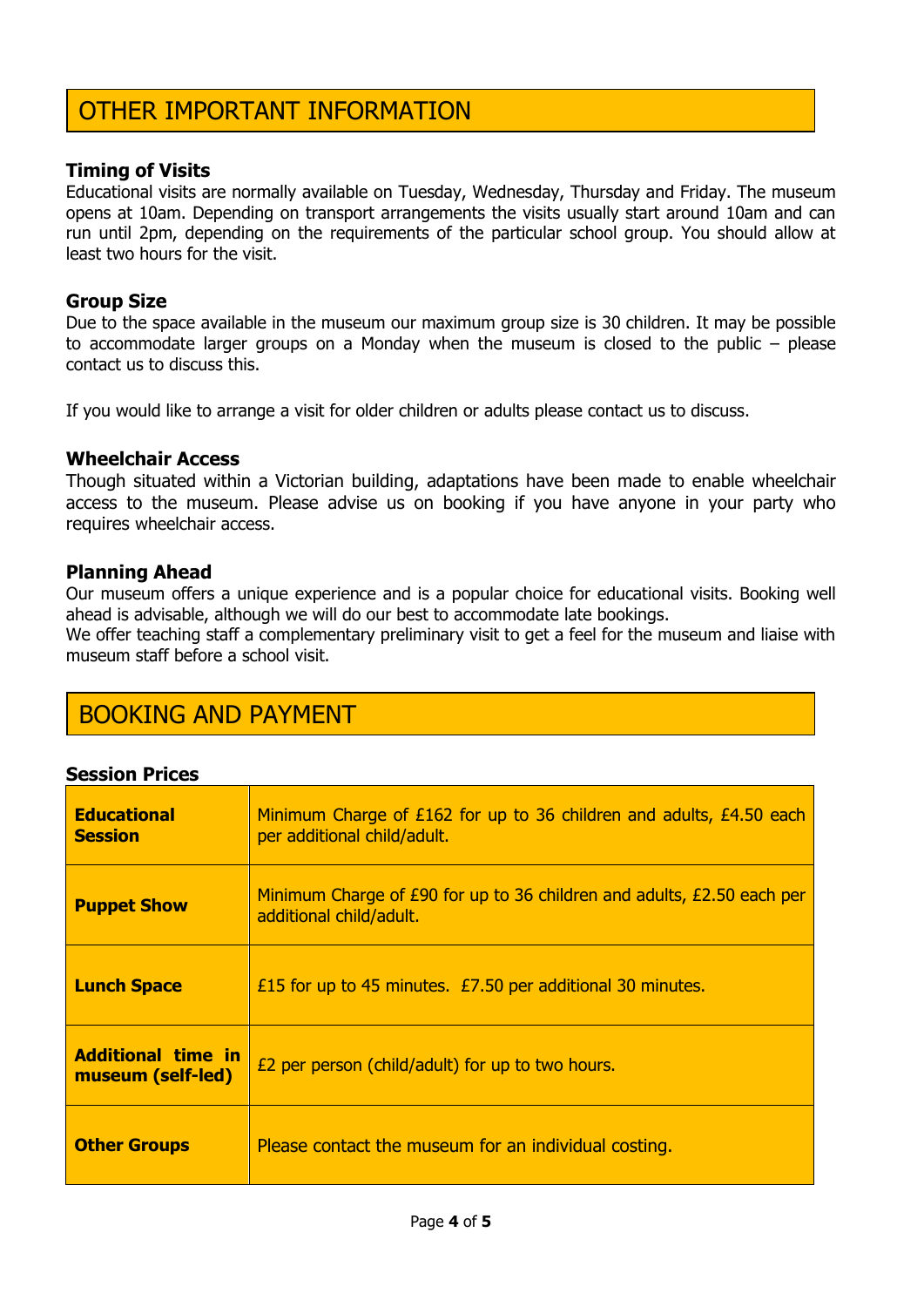## OTHER IMPORTANT INFORMATION

### Timing of Visits

Educational visits are normally available on Tuesday, Wednesday, Thursday and Friday. The museum opens at 10am. Depending on transport arrangements the visits usually start around 10am and can run until 2pm, depending on the requirements of the particular school group. You should allow at least two hours for the visit.

### Group Size

Due to the space available in the museum our maximum group size is 30 children. It may be possible to accommodate larger groups on a Monday when the museum is closed to the public – please contact us to discuss this.

If you would like to arrange a visit for older children or adults please contact us to discuss.

### Wheelchair Access

Though situated within a Victorian building, adaptations have been made to enable wheelchair access to the museum. Please advise us on booking if you have anyone in your party who requires wheelchair access.

### Planning Ahead

Our museum offers a unique experience and is a popular choice for educational visits. Booking well ahead is advisable, although we will do our best to accommodate late bookings.
We offer teaching staff a complementary preliminary visit to get a feel for the museum and liaise with museum staff before a school visit.

## BOOKING AND PAYMENT

### Session Prices

| | |
|---|---|
| **Educational Session** | Minimum Charge of £162 for up to 36 children and adults, £4.50 each per additional child/adult. |
| **Puppet Show** | Minimum Charge of £90 for up to 36 children and adults, £2.50 each per additional child/adult. |
| **Lunch Space** | £15 for up to 45 minutes. £7.50 per additional 30 minutes. |
| **Additional time in museum (self-led)** | £2 per person (child/adult) for up to two hours. |
| **Other Groups** | Please contact the museum for an individual costing. |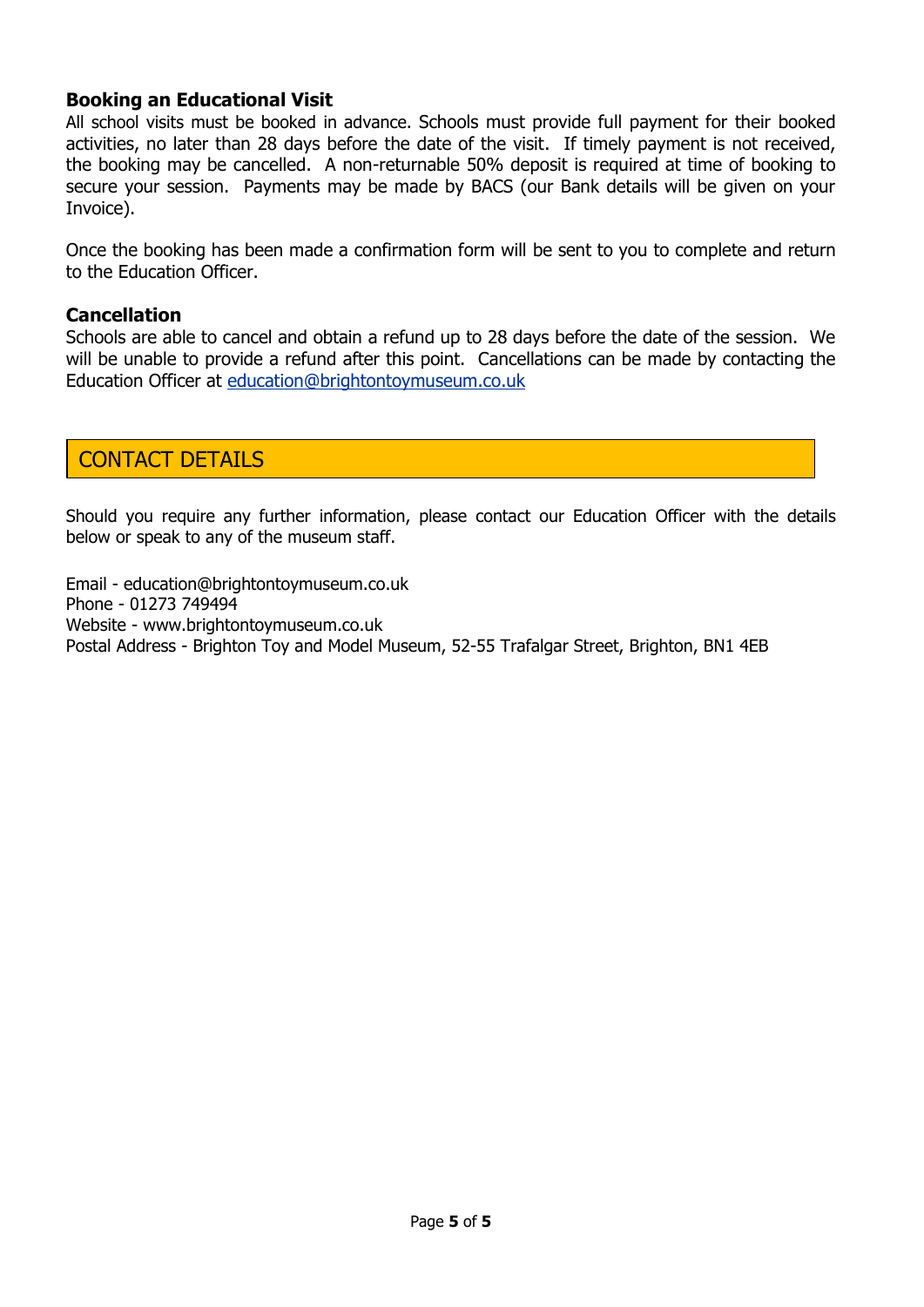### Booking an Educational Visit

All school visits must be booked in advance. Schools must provide full payment for their booked activities, no later than 28 days before the date of the visit. If timely payment is not received, the booking may be cancelled. A non-returnable 50% deposit is required at time of booking to secure your session. Payments may be made by BACS (our Bank details will be given on your Invoice).

Once the booking has been made a confirmation form will be sent to you to complete and return to the Education Officer.

### Cancellation

Schools are able to cancel and obtain a refund up to 28 days before the date of the session. We will be unable to provide a refund after this point. Cancellations can be made by contacting the Education Officer at [education@brightontoymuseum.co.uk](mailto:education@brightontoymuseum.co.uk)

## CONTACT DETAILS

Should you require any further information, please contact our Education Officer with the details below or speak to any of the museum staff.

Email - education@brightontoymuseum.co.uk
Phone - 01273 749494
Website - www.brightontoymuseum.co.uk
Postal Address - Brighton Toy and Model Museum, 52-55 Trafalgar Street, Brighton, BN1 4EB